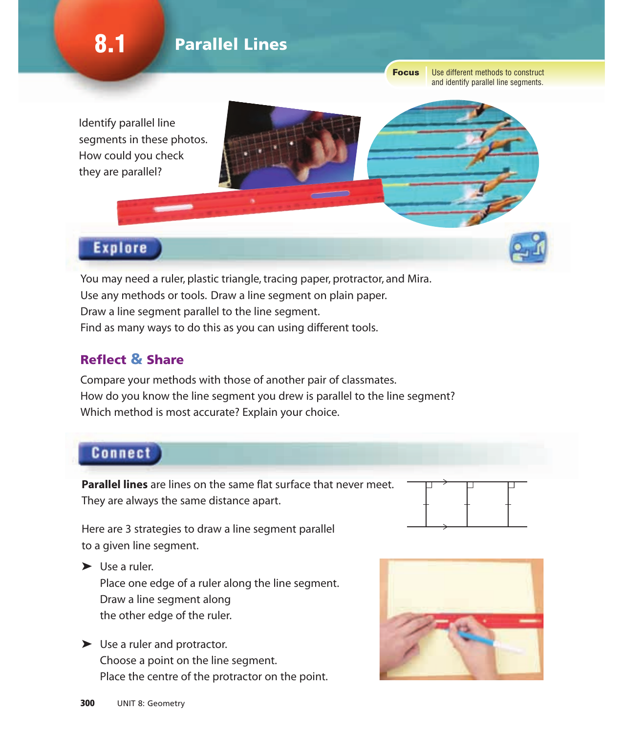# 8.1 Parallel Lines

**Focus** Use different methods to construct and identify parallel line segments.

Identify parallel line segments in these photos. How could you check they are parallel?

## Explore

You may need a ruler, plastic triangle, tracing paper, protractor, and Mira.
Use any methods or tools. Draw a line segment on plain paper.
Draw a line segment parallel to the line segment.
Find as many ways to do this as you can using different tools.

### Reflect & Share

Compare your methods with those of another pair of classmates.
How do you know the line segment you drew is parallel to the line segment?
Which method is most accurate? Explain your choice.

## Connect

**Parallel lines** are lines on the same flat surface that never meet.
They are always the same distance apart.

Here are 3 strategies to draw a line segment parallel to a given line segment.

- Use a ruler.
  Place one edge of a ruler along the line segment.
  Draw a line segment along the other edge of the ruler.

- Use a ruler and protractor.
  Choose a point on the line segment.
  Place the centre of the protractor on the point.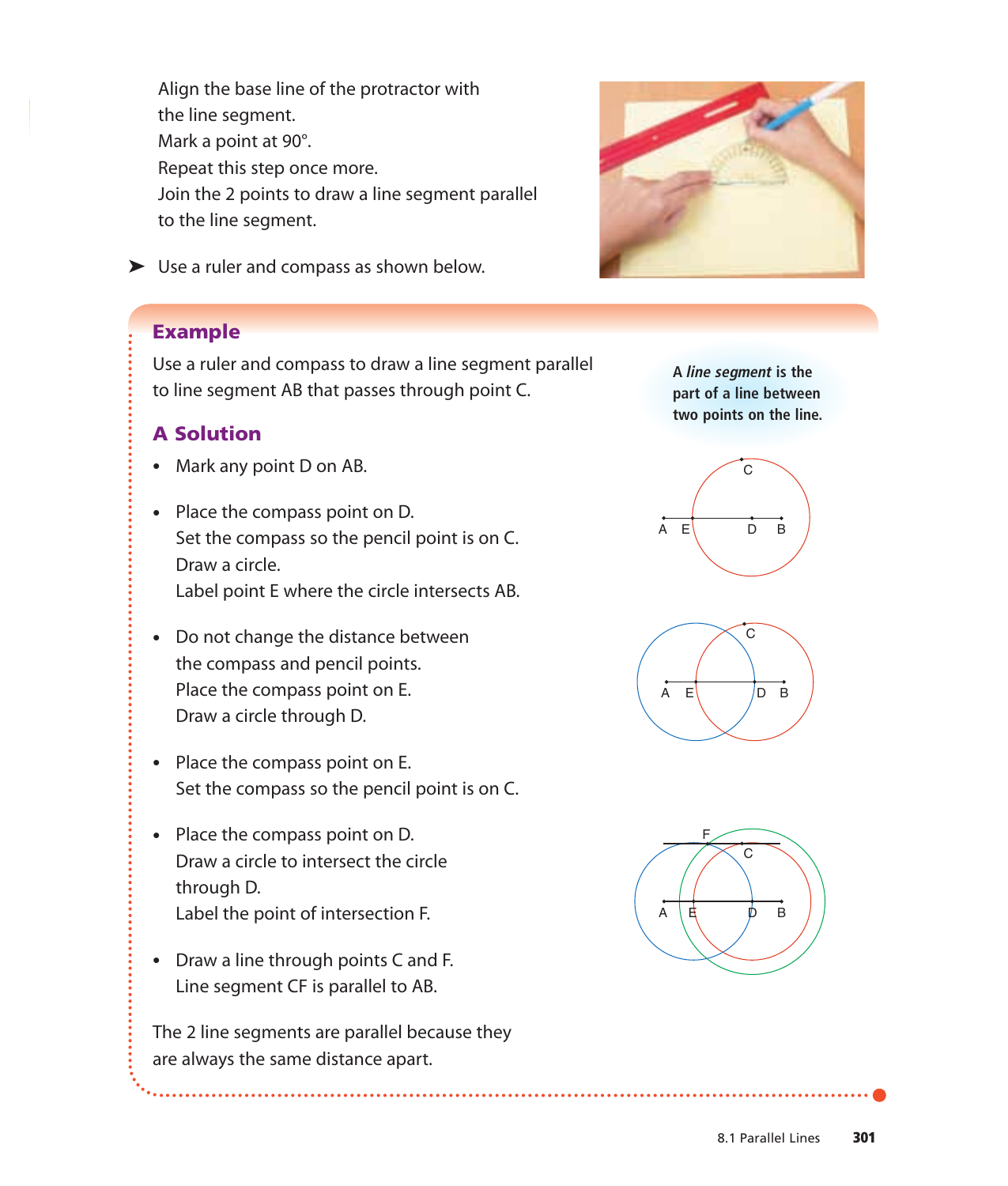Align the base line of the protractor with the line segment.
Mark a point at 90°.
Repeat this step once more.
Join the 2 points to draw a line segment parallel to the line segment.

➤ Use a ruler and compass as shown below.

## Example

Use a ruler and compass to draw a line segment parallel to line segment AB that passes through point C.

A *line segment* is the part of a line between two points on the line.

### A Solution

- Mark any point D on AB.
- Place the compass point on D.
  Set the compass so the pencil point is on C.
  Draw a circle.
  Label point E where the circle intersects AB.
- Do not change the distance between the compass and pencil points.
  Place the compass point on E.
  Draw a circle through D.
- Place the compass point on E.
  Set the compass so the pencil point is on C.
- Place the compass point on D.
  Draw a circle to intersect the circle through D.
  Label the point of intersection F.
- Draw a line through points C and F.
  Line segment CF is parallel to AB.

The 2 line segments are parallel because they are always the same distance apart.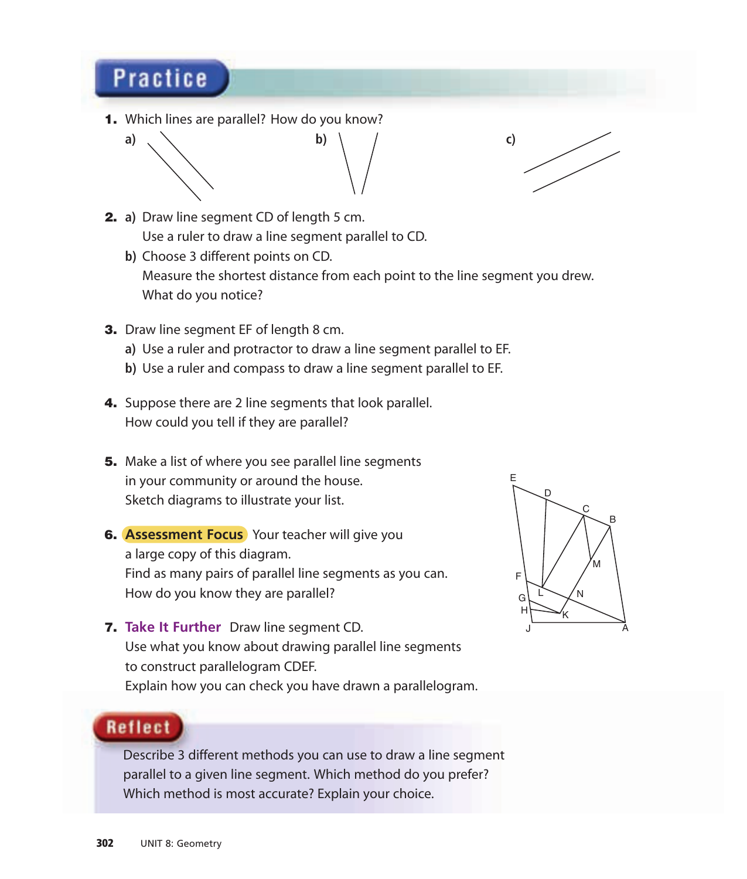## Practice

1. Which lines are parallel? How do you know?

   a)

   b)

   c)

2. a) Draw line segment CD of length 5 cm.
   Use a ruler to draw a line segment parallel to CD.

   b) Choose 3 different points on CD.
   Measure the shortest distance from each point to the line segment you drew.
   What do you notice?

3. Draw line segment EF of length 8 cm.

   a) Use a ruler and protractor to draw a line segment parallel to EF.

   b) Use a ruler and compass to draw a line segment parallel to EF.

4. Suppose there are 2 line segments that look parallel.
   How could you tell if they are parallel?

5. Make a list of where you see parallel line segments in your community or around the house.
   Sketch diagrams to illustrate your list.

6. **Assessment Focus** Your teacher will give you a large copy of this diagram.
   Find as many pairs of parallel line segments as you can.
   How do you know they are parallel?

7. **Take It Further** Draw line segment CD.
   Use what you know about drawing parallel line segments to construct parallelogram CDEF.
   Explain how you can check you have drawn a parallelogram.

## Reflect

Describe 3 different methods you can use to draw a line segment parallel to a given line segment. Which method do you prefer? Which method is most accurate? Explain your choice.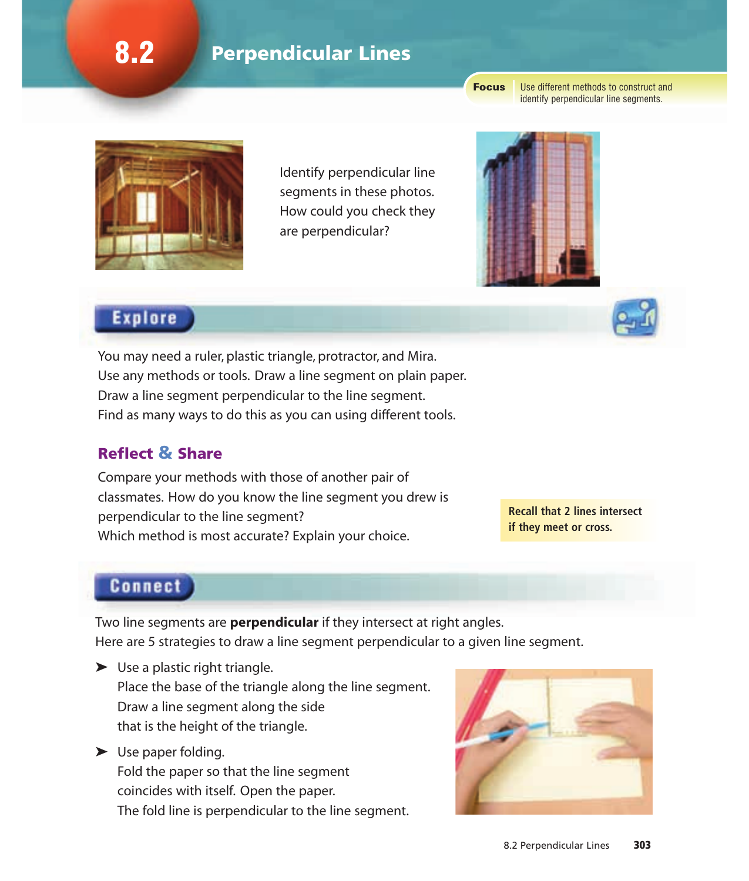# 8.2 Perpendicular Lines

**Focus** Use different methods to construct and identify perpendicular line segments.

Identify perpendicular line segments in these photos. How could you check they are perpendicular?

## Explore

You may need a ruler, plastic triangle, protractor, and Mira.
Use any methods or tools. Draw a line segment on plain paper.
Draw a line segment perpendicular to the line segment.
Find as many ways to do this as you can using different tools.

### Reflect & Share

Compare your methods with those of another pair of classmates. How do you know the line segment you drew is perpendicular to the line segment?
Which method is most accurate? Explain your choice.

**Recall that 2 lines intersect if they meet or cross.**

## Connect

Two line segments are **perpendicular** if they intersect at right angles.
Here are 5 strategies to draw a line segment perpendicular to a given line segment.

- Use a plastic right triangle.
  Place the base of the triangle along the line segment.
  Draw a line segment along the side that is the height of the triangle.

- Use paper folding.
  Fold the paper so that the line segment coincides with itself. Open the paper.
  The fold line is perpendicular to the line segment.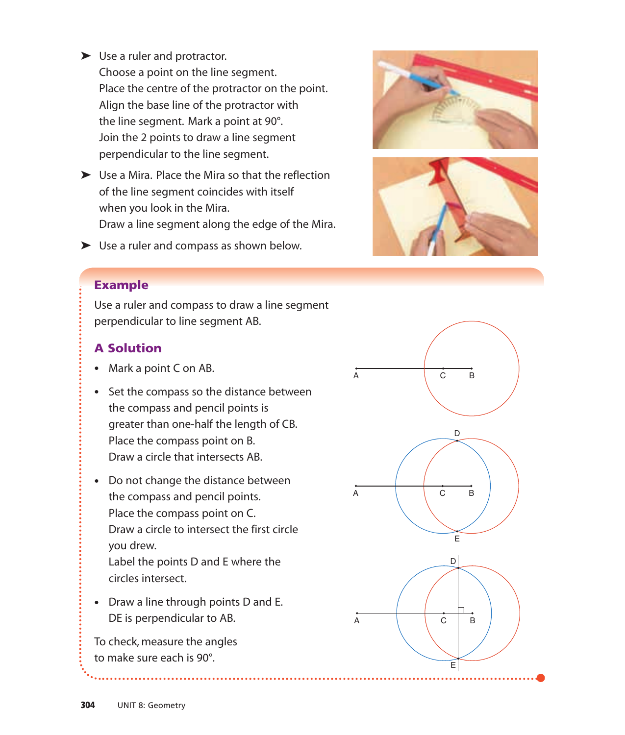- Use a ruler and protractor.
  Choose a point on the line segment.
  Place the centre of the protractor on the point.
  Align the base line of the protractor with the line segment. Mark a point at 90°.
  Join the 2 points to draw a line segment perpendicular to the line segment.

- Use a Mira. Place the Mira so that the reflection of the line segment coincides with itself when you look in the Mira.
  Draw a line segment along the edge of the Mira.

- Use a ruler and compass as shown below.

## Example

Use a ruler and compass to draw a line segment perpendicular to line segment AB.

### A Solution

- Mark a point C on AB.

- Set the compass so the distance between the compass and pencil points is greater than one-half the length of CB.
  Place the compass point on B.
  Draw a circle that intersects AB.

- Do not change the distance between the compass and pencil points.
  Place the compass point on C.
  Draw a circle to intersect the first circle you drew.
  Label the points D and E where the circles intersect.

- Draw a line through points D and E.
  DE is perpendicular to AB.

To check, measure the angles to make sure each is 90°.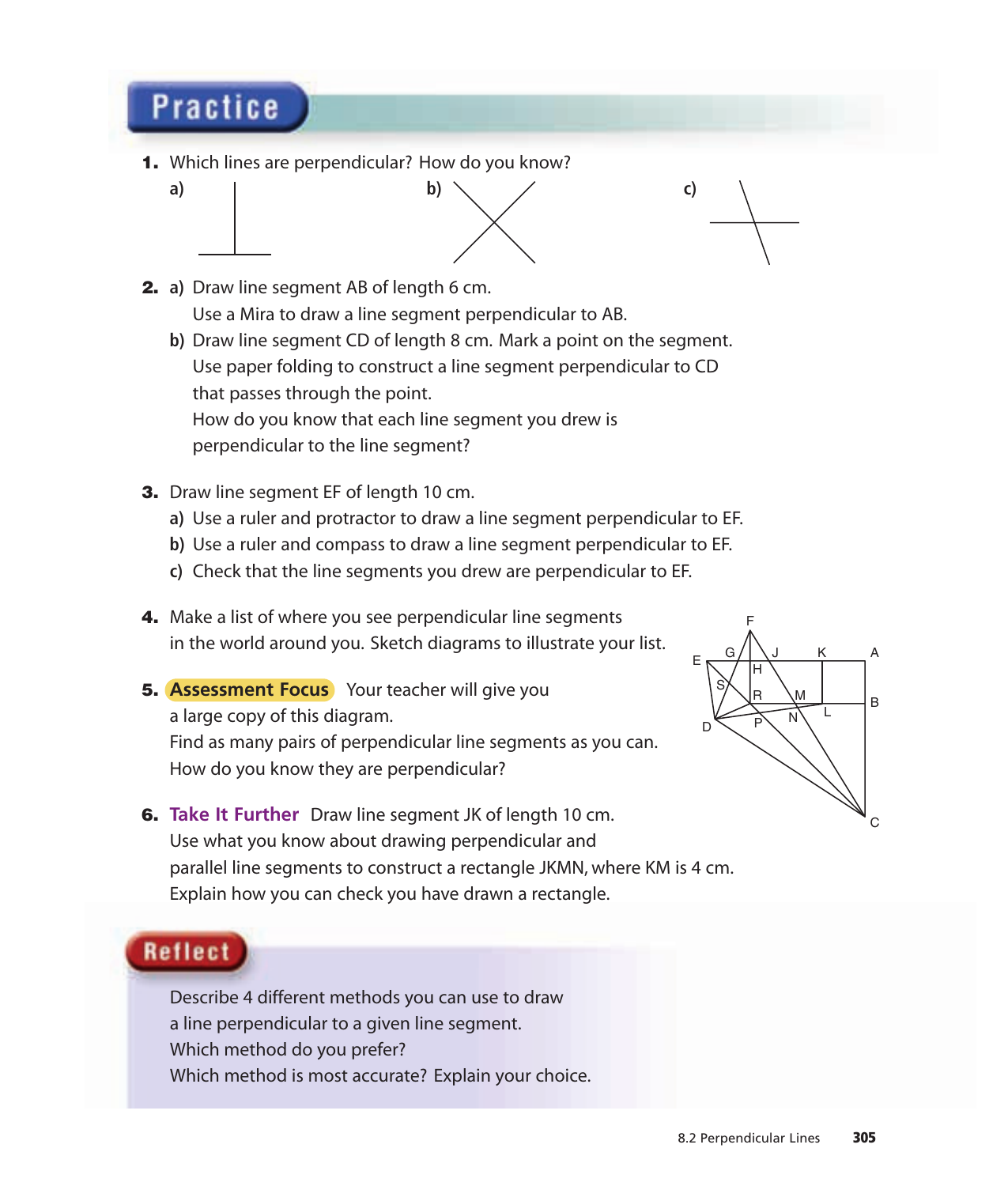## Practice

1. Which lines are perpendicular? How do you know?

   a)

   b)

   c)

2. a) Draw line segment AB of length 6 cm.
   Use a Mira to draw a line segment perpendicular to AB.

   b) Draw line segment CD of length 8 cm. Mark a point on the segment.
   Use paper folding to construct a line segment perpendicular to CD that passes through the point.
   How do you know that each line segment you drew is perpendicular to the line segment?

3. Draw line segment EF of length 10 cm.

   a) Use a ruler and protractor to draw a line segment perpendicular to EF.

   b) Use a ruler and compass to draw a line segment perpendicular to EF.

   c) Check that the line segments you drew are perpendicular to EF.

4. Make a list of where you see perpendicular line segments in the world around you. Sketch diagrams to illustrate your list.

5. **Assessment Focus** Your teacher will give you a large copy of this diagram.
   Find as many pairs of perpendicular line segments as you can.
   How do you know they are perpendicular?

F
E G J K A
H
S
R M B
N L
D P
C

6. **Take It Further** Draw line segment JK of length 10 cm.
   Use what you know about drawing perpendicular and parallel line segments to construct a rectangle JKMN, where KM is 4 cm.
   Explain how you can check you have drawn a rectangle.

## Reflect

Describe 4 different methods you can use to draw a line perpendicular to a given line segment.
Which method do you prefer?
Which method is most accurate? Explain your choice.